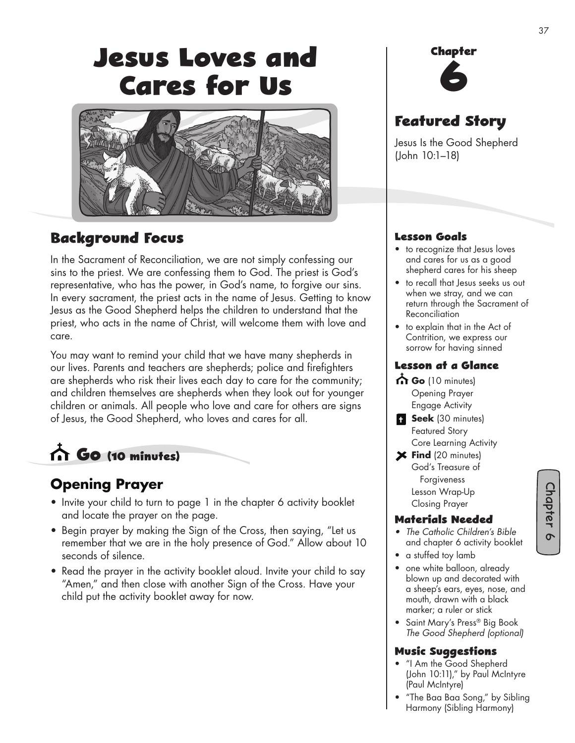# Jesus Loves and Cares for Us

## Background Focus

In the Sacrament of Reconciliation, we are not simply confessing our sins to the priest. We are confessing them to God. The priest is God's representative, who has the power, in God's name, to forgive our sins. In every sacrament, the priest acts in the name of Jesus. Getting to know Jesus as the Good Shepherd helps the children to understand that the priest, who acts in the name of Christ, will welcome them with love and care.

You may want to remind your child that we have many shepherds in our lives. Parents and teachers are shepherds; police and firefighters are shepherds who risk their lives each day to care for the community; and children themselves are shepherds when they look out for younger children or animals. All people who love and care for others are signs of Jesus, the Good Shepherd, who loves and cares for all.

## Go (10 minutes)

### Opening Prayer

- Invite your child to turn to page 1 in the chapter 6 activity booklet and locate the prayer on the page.
- Begin prayer by making the Sign of the Cross, then saying, "Let us remember that we are in the holy presence of God." Allow about 10 seconds of silence.
- Read the prayer in the activity booklet aloud. Invite your child to say "Amen," and then close with another Sign of the Cross. Have your child put the activity booklet away for now.

## Chapter 6

### Featured Story

Jesus Is the Good Shepherd (John 10:1–18)

### Lesson Goals

- to recognize that Jesus loves and cares for us as a good shepherd cares for his sheep
- to recall that Jesus seeks us out when we stray, and we can return through the Sacrament of Reconciliation
- to explain that in the Act of Contrition, we express our sorrow for having sinned

### Lesson at a Glance

**Go** (10 minutes)
Opening Prayer
Engage Activity

**Seek** (30 minutes)
Featured Story
Core Learning Activity

**Find** (20 minutes)
God's Treasure of Forgiveness
Lesson Wrap-Up
Closing Prayer

### Materials Needed

- *The Catholic Children's Bible* and chapter 6 activity booklet
- a stuffed toy lamb
- one white balloon, already blown up and decorated with a sheep's ears, eyes, nose, and mouth, drawn with a black marker; a ruler or stick
- Saint Mary's Press® Big Book *The Good Shepherd (optional)*

### Music Suggestions

- "I Am the Good Shepherd (John 10:11)," by Paul McIntyre (Paul McIntyre)
- "The Baa Baa Song," by Sibling Harmony (Sibling Harmony)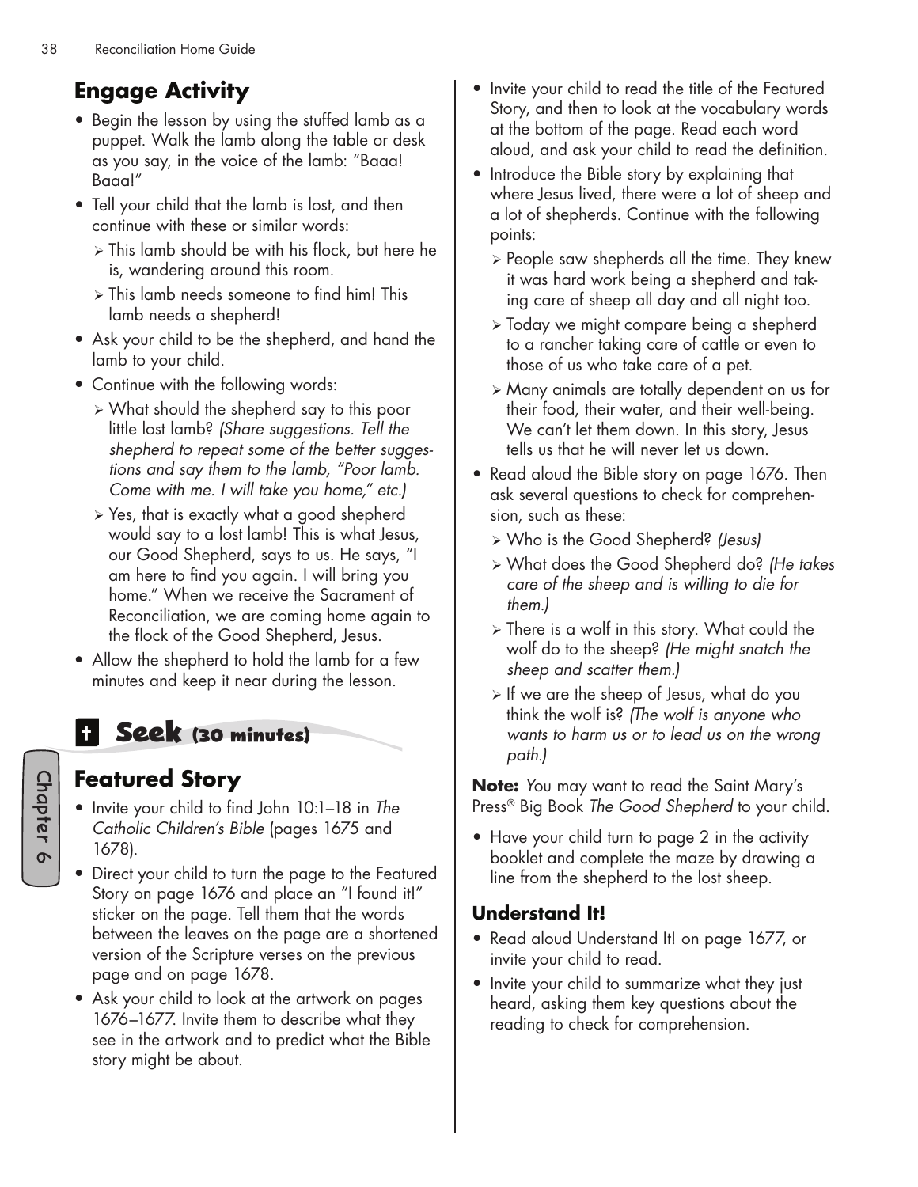## Engage Activity

- Begin the lesson by using the stuffed lamb as a puppet. Walk the lamb along the table or desk as you say, in the voice of the lamb: "Baaa! Baaa!"
- Tell your child that the lamb is lost, and then continue with these or similar words:
  - This lamb should be with his flock, but here he is, wandering around this room.
  - This lamb needs someone to find him! This lamb needs a shepherd!
- Ask your child to be the shepherd, and hand the lamb to your child.
- Continue with the following words:
  - What should the shepherd say to this poor little lost lamb? *(Share suggestions. Tell the shepherd to repeat some of the better suggestions and say them to the lamb, "Poor lamb. Come with me. I will take you home," etc.)*
  - Yes, that is exactly what a good shepherd would say to a lost lamb! This is what Jesus, our Good Shepherd, says to us. He says, "I am here to find you again. I will bring you home." When we receive the Sacrament of Reconciliation, we are coming home again to the flock of the Good Shepherd, Jesus.
- Allow the shepherd to hold the lamb for a few minutes and keep it near during the lesson.

# Seek (30 minutes)

## Featured Story

- Invite your child to find John 10:1–18 in *The Catholic Children's Bible* (pages 1675 and 1678).
- Direct your child to turn the page to the Featured Story on page 1676 and place an "I found it!" sticker on the page. Tell them that the words between the leaves on the page are a shortened version of the Scripture verses on the previous page and on page 1678.
- Ask your child to look at the artwork on pages 1676–1677. Invite them to describe what they see in the artwork and to predict what the Bible story might be about.
- Invite your child to read the title of the Featured Story, and then to look at the vocabulary words at the bottom of the page. Read each word aloud, and ask your child to read the definition.
- Introduce the Bible story by explaining that where Jesus lived, there were a lot of sheep and a lot of shepherds. Continue with the following points:
  - People saw shepherds all the time. They knew it was hard work being a shepherd and taking care of sheep all day and all night too.
  - Today we might compare being a shepherd to a rancher taking care of cattle or even to those of us who take care of a pet.
  - Many animals are totally dependent on us for their food, their water, and their well-being. We can't let them down. In this story, Jesus tells us that he will never let us down.
- Read aloud the Bible story on page 1676. Then ask several questions to check for comprehension, such as these:
  - Who is the Good Shepherd? *(Jesus)*
  - What does the Good Shepherd do? *(He takes care of the sheep and is willing to die for them.)*
  - There is a wolf in this story. What could the wolf do to the sheep? *(He might snatch the sheep and scatter them.)*
  - If we are the sheep of Jesus, what do you think the wolf is? *(The wolf is anyone who wants to harm us or to lead us on the wrong path.)*

**Note:** You may want to read the Saint Mary's Press® Big Book *The Good Shepherd* to your child.

- Have your child turn to page 2 in the activity booklet and complete the maze by drawing a line from the shepherd to the lost sheep.

### Understand It!

- Read aloud Understand It! on page 1677, or invite your child to read.
- Invite your child to summarize what they just heard, asking them key questions about the reading to check for comprehension.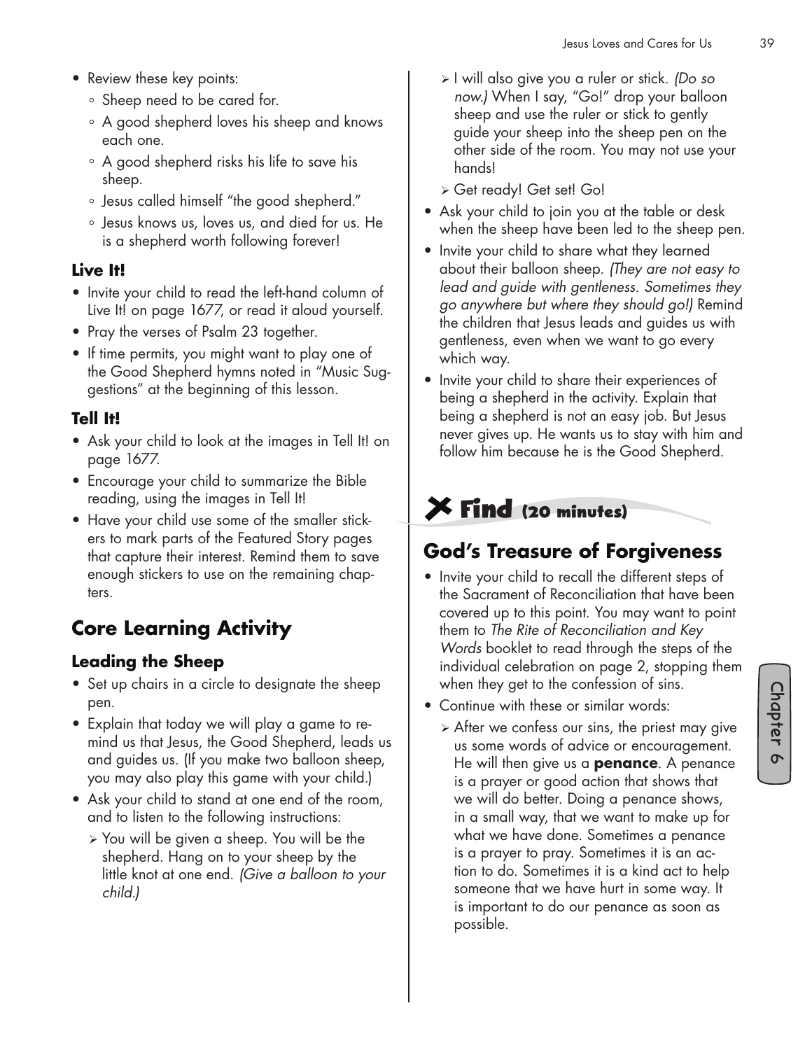- Review these key points:
  - Sheep need to be cared for.
  - A good shepherd loves his sheep and knows each one.
  - A good shepherd risks his life to save his sheep.
  - Jesus called himself "the good shepherd."
  - Jesus knows us, loves us, and died for us. He is a shepherd worth following forever!

### Live It!

- Invite your child to read the left-hand column of Live It! on page 1677, or read it aloud yourself.
- Pray the verses of Psalm 23 together.
- If time permits, you might want to play one of the Good Shepherd hymns noted in "Music Suggestions" at the beginning of this lesson.

### Tell It!

- Ask your child to look at the images in Tell It! on page 1677.
- Encourage your child to summarize the Bible reading, using the images in Tell It!
- Have your child use some of the smaller stickers to mark parts of the Featured Story pages that capture their interest. Remind them to save enough stickers to use on the remaining chapters.

## Core Learning Activity

### Leading the Sheep

- Set up chairs in a circle to designate the sheep pen.
- Explain that today we will play a game to remind us that Jesus, the Good Shepherd, leads us and guides us. (If you make two balloon sheep, you may also play this game with your child.)
- Ask your child to stand at one end of the room, and to listen to the following instructions:
  - You will be given a sheep. You will be the shepherd. Hang on to your sheep by the little knot at one end. *(Give a balloon to your child.)*
  - I will also give you a ruler or stick. *(Do so now.)* When I say, "Go!" drop your balloon sheep and use the ruler or stick to gently guide your sheep into the sheep pen on the other side of the room. You may not use your hands!
  - Get ready! Get set! Go!
- Ask your child to join you at the table or desk when the sheep have been led to the sheep pen.
- Invite your child to share what they learned about their balloon sheep. *(They are not easy to lead and guide with gentleness. Sometimes they go anywhere but where they should go!)* Remind the children that Jesus leads and guides us with gentleness, even when we want to go every which way.
- Invite your child to share their experiences of being a shepherd in the activity. Explain that being a shepherd is not an easy job. But Jesus never gives up. He wants us to stay with him and follow him because he is the Good Shepherd.

# Find (20 minutes)

## God's Treasure of Forgiveness

- Invite your child to recall the different steps of the Sacrament of Reconciliation that have been covered up to this point. You may want to point them to *The Rite of Reconciliation and Key Words* booklet to read through the steps of the individual celebration on page 2, stopping them when they get to the confession of sins.
- Continue with these or similar words:
  - After we confess our sins, the priest may give us some words of advice or encouragement. He will then give us a **penance**. A penance is a prayer or good action that shows that we will do better. Doing a penance shows, in a small way, that we want to make up for what we have done. Sometimes a penance is a prayer to pray. Sometimes it is an action to do. Sometimes it is a kind act to help someone that we have hurt in some way. It is important to do our penance as soon as possible.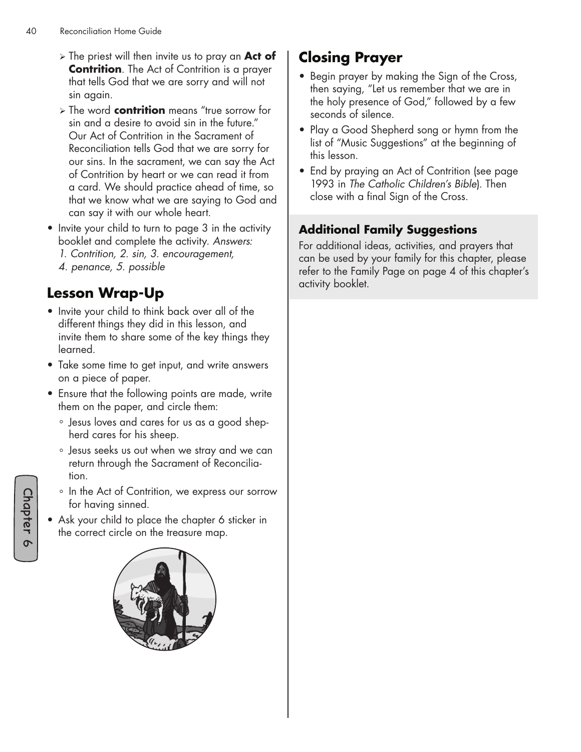- The priest will then invite us to pray an **Act of Contrition**. The Act of Contrition is a prayer that tells God that we are sorry and will not sin again.
- The word **contrition** means "true sorrow for sin and a desire to avoid sin in the future." Our Act of Contrition in the Sacrament of Reconciliation tells God that we are sorry for our sins. In the sacrament, we can say the Act of Contrition by heart or we can read it from a card. We should practice ahead of time, so that we know what we are saying to God and can say it with our whole heart.

- Invite your child to turn to page 3 in the activity booklet and complete the activity. *Answers: 1. Contrition, 2. sin, 3. encouragement, 4. penance, 5. possible*

## Lesson Wrap-Up

- Invite your child to think back over all of the different things they did in this lesson, and invite them to share some of the key things they learned.
- Take some time to get input, and write answers on a piece of paper.
- Ensure that the following points are made, write them on the paper, and circle them:
  - Jesus loves and cares for us as a good shepherd cares for his sheep.
  - Jesus seeks us out when we stray and we can return through the Sacrament of Reconciliation.
  - In the Act of Contrition, we express our sorrow for having sinned.
- Ask your child to place the chapter 6 sticker in the correct circle on the treasure map.

## Closing Prayer

- Begin prayer by making the Sign of the Cross, then saying, "Let us remember that we are in the holy presence of God," followed by a few seconds of silence.
- Play a Good Shepherd song or hymn from the list of "Music Suggestions" at the beginning of this lesson.
- End by praying an Act of Contrition (see page 1993 in *The Catholic Children's Bible*). Then close with a final Sign of the Cross.

### Additional Family Suggestions

For additional ideas, activities, and prayers that can be used by your family for this chapter, please refer to the Family Page on page 4 of this chapter's activity booklet.